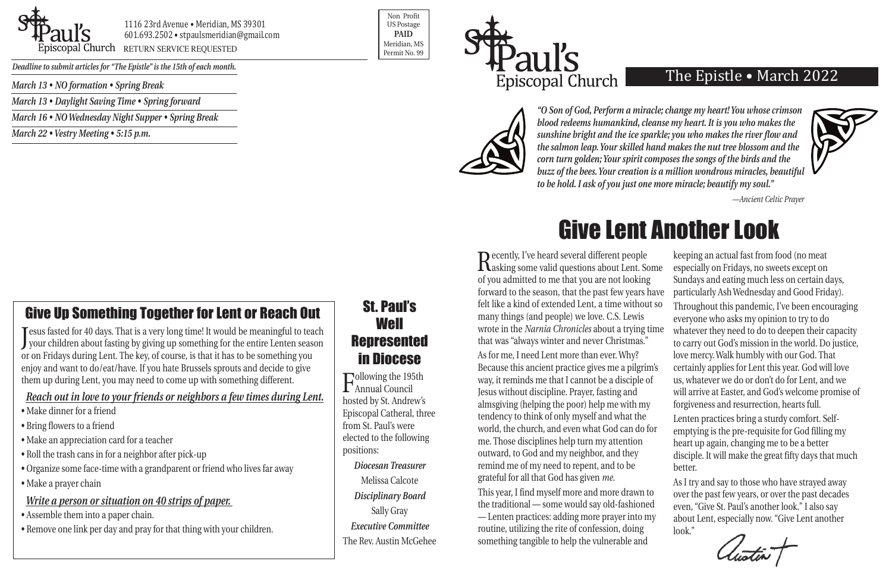St. Paul's Episcopal Church

1116 23rd Avenue • Meridian, MS 39301
601.693.2502 • stpaulsmeridian@gmail.com
RETURN SERVICE REQUESTED

Non Profit
US Postage
**PAID**
Meridian, MS
Permit No. 99

*Deadline to submit articles for "The Epistle" is the 15th of each month.*

*March 13 • NO formation • Spring Break*

*March 13 • Daylight Saving Time • Spring forward*

*March 16 • NO Wednesday Night Supper • Spring Break*

*March 22 • Vestry Meeting • 5:15 p.m.*

## Give Up Something Together for Lent or Reach Out

Jesus fasted for 40 days. That is a very long time! It would be meaningful to teach your children about fasting by giving up something for the entire Lenten season or on Fridays during Lent. The key, of course, is that it has to be something you enjoy and want to do/eat/have. If you hate Brussels sprouts and decide to give them up during Lent, you may need to come up with something different.

### *Reach out in love to your friends or neighbors a few times during Lent.*

- Make dinner for a friend
- Bring flowers to a friend
- Make an appreciation card for a teacher
- Roll the trash cans in for a neighbor after pick-up
- Organize some face-time with a grandparent or friend who lives far away
- Make a prayer chain

### *Write a person or situation on 40 strips of paper.*

- Assemble them into a paper chain.
- Remove one link per day and pray for that thing with your children.

## St. Paul's Well Represented in Diocese

Following the 195th Annual Council hosted by St. Andrew's Episcopal Catheral, three from St. Paul's were elected to the following positions:

*Diocesan Treasurer*
Melissa Calcote

*Disciplinary Board*
Sally Gray

*Executive Committee*
The Rev. Austin McGehee

# St. Paul's Episcopal Church

## The Epistle • March 2022

***"O Son of God, Perform a miracle; change my heart! You whose crimson blood redeems humankind, cleanse my heart. It is you who makes the sunshine bright and the ice sparkle; you who makes the river flow and the salmon leap. Your skilled hand makes the nut tree blossom and the corn turn golden; Your spirit composes the songs of the birds and the buzz of the bees. Your creation is a million wondrous miracles, beautiful to be hold. I ask of you just one more miracle; beautify my soul."***

*—Ancient Celtic Prayer*

# Give Lent Another Look

Recently, I've heard several different people asking some valid questions about Lent. Some of you admitted to me that you are not looking forward to the season, that the past few years have felt like a kind of extended Lent, a time without so many things (and people) we love. C.S. Lewis wrote in the *Narnia Chronicles* about a trying time that was "always winter and never Christmas."

As for me, I need Lent more than ever. Why? Because this ancient practice gives me a pilgrim's way, it reminds me that I cannot be a disciple of Jesus without discipline. Prayer, fasting and almsgiving (helping the poor) help me with my tendency to think of only myself and what the world, the church, and even what God can do for me. Those disciplines help turn my attention outward, to God and my neighbor, and they remind me of my need to repent, and to be grateful for all that God has given *me*.

This year, I find myself more and more drawn to the traditional — some would say old-fashioned — Lenten practices: adding more prayer into my routine, utilizing the rite of confession, doing something tangible to help the vulnerable and keeping an actual fast from food (no meat especially on Fridays, no sweets except on Sundays and eating much less on certain days, particularly Ash Wednesday and Good Friday).

Throughout this pandemic, I've been encouraging everyone who asks my opinion to try to do whatever they need to do to deepen their capacity to carry out God's mission in the world. Do justice, love mercy. Walk humbly with our God. That certainly applies for Lent this year. God will love us, whatever we do or don't do for Lent, and we will arrive at Easter, and God's welcome promise of forgiveness and resurrection, hearts full.

Lenten practices bring a sturdy comfort. Self-emptying is the pre-requisite for God filling my heart up again, changing me to be a better disciple. It will make the great fifty days that much better.

As I try and say to those who have strayed away over the past few years, or over the past decades even, "Give St. Paul's another look." I also say about Lent, especially now. "Give Lent another look."

Austin +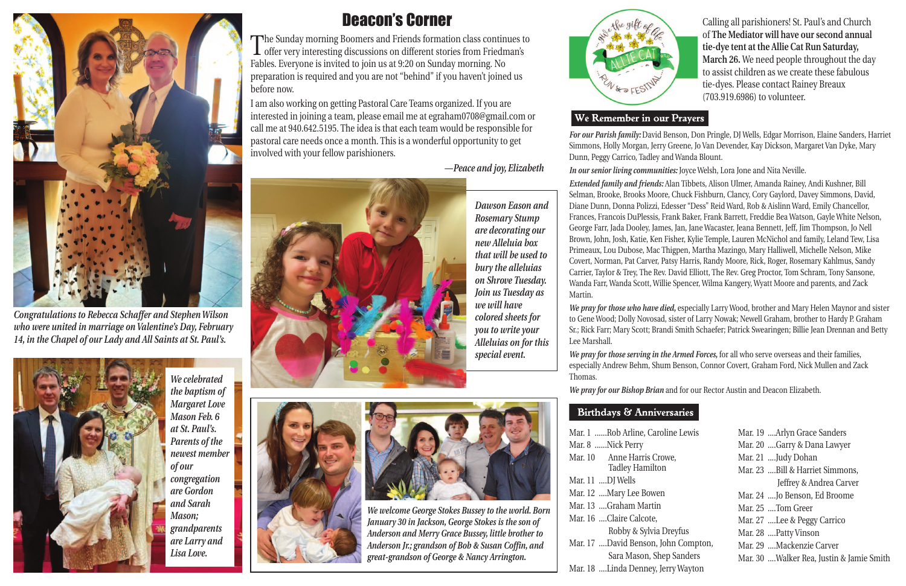Congratulations to Rebecca Schaffer and Stephen Wilson who were united in marriage on Valentine's Day, February 14, in the Chapel of our Lady and All Saints at St. Paul's.

*We celebrated the baptism of Margaret Love Mason Feb. 6 at St. Paul's. Parents of the newest member of our congregation are Gordon and Sarah Mason; grandparents are Larry and Lisa Love.*

# Deacon's Corner

The Sunday morning Boomers and Friends formation class continues to offer very interesting discussions on different stories from Friedman's Fables. Everyone is invited to join us at 9:20 on Sunday morning. No preparation is required and you are not "behind" if you haven't joined us before now.

I am also working on getting Pastoral Care Teams organized. If you are interested in joining a team, please email me at egraham0708@gmail.com or call me at 940.642.5195. The idea is that each team would be responsible for pastoral care needs once a month. This is a wonderful opportunity to get involved with your fellow parishioners.

*—Peace and joy, Elizabeth*

*Dawson Eason and Rosemary Stump are decorating our new Alleluia box that will be used to bury the alleluias on Shrove Tuesday. Join us Tuesday as we will have colored sheets for you to write your Alleluias on for this special event.*

*We welcome George Stokes Bussey to the world. Born January 30 in Jackson, George Stokes is the son of Anderson and Merry Grace Bussey, little brother to Anderson Jr.; grandson of Bob & Susan Coffin, and great-grandson of George & Nancy Arrington.*

Calling all parishioners! St. Paul's and Church of **The Mediator will have our second annual tie-dye tent at the Allie Cat Run Saturday, March 26.** We need people throughout the day to assist children as we create these fabulous tie-dyes. Please contact Rainey Breaux (703.919.6986) to volunteer.

## We Remember in our Prayers

***For our Parish family:*** David Benson, Don Pringle, DJ Wells, Edgar Morrison, Elaine Sanders, Harriet Simmons, Holly Morgan, Jerry Greene, Jo Van Devender, Kay Dickson, Margaret Van Dyke, Mary Dunn, Peggy Carrico, Tadley and Wanda Blount.

***In our senior living communities:*** Joyce Welsh, Lora Jone and Nita Neville.

***Extended family and friends:*** Alan Tibbets, Alison Ulmer, Amanda Rainey, Andi Kushner, Bill Selman, Brooke, Brooks Moore, Chuck Fishburn, Clancy, Cory Gaylord, Davey Simmons, David, Diane Dunn, Donna Polizzi, Edesser "Dess" Reid Ward, Rob & Aislinn Ward, Emily Chancellor, Frances, Francois DuPlessis, Frank Baker, Frank Barrett, Freddie Bea Watson, Gayle White Nelson, George Farr, Jada Dooley, James, Jan, Jane Wacaster, Jeana Bennett, Jeff, Jim Thompson, Jo Nell Brown, John, Josh, Katie, Ken Fisher, Kylie Temple, Lauren McNichol and family, Leland Tew, Lisa Primeaux, Lou Dubose, Mac Thigpen, Martha Mazingo, Mary Halliwell, Michelle Nelson, Mike Covert, Norman, Pat Carver, Patsy Harris, Randy Moore, Rick, Roger, Rosemary Kahlmus, Sandy Carrier, Taylor & Trey, The Rev. David Elliott, The Rev. Greg Proctor, Tom Schram, Tony Sansone, Wanda Farr, Wanda Scott, Willie Spencer, Wilma Kangery, Wyatt Moore and parents, and Zack Martin.

***We pray for those who have died,*** especially Larry Wood, brother and Mary Helen Maynor and sister to Gene Wood; Dolly Novosad, sister of Larry Nowak; Newell Graham, brother to Hardy P. Graham Sr.; Rick Farr; Mary Scott; Brandi Smith Schaefer; Patrick Swearingen; Billie Jean Drennan and Betty Lee Marshall.

***We pray for those serving in the Armed Forces,*** for all who serve overseas and their families, especially Andrew Behm, Shum Benson, Connor Covert, Graham Ford, Nick Mullen and Zack Thomas.

***We pray for our Bishop Brian*** and for our Rector Austin and Deacon Elizabeth.

## Birthdays & Anniversaries

Mar. 1 ......Rob Arline, Caroline Lewis
Mar. 8 ......Nick Perry
Mar. 10 Anne Harris Crowe, Tadley Hamilton
Mar. 11 ....DJ Wells
Mar. 12 ....Mary Lee Bowen
Mar. 13 ....Graham Martin
Mar. 16 ....Claire Calcote, Robby & Sylvia Dreyfus
Mar. 17 ....David Benson, John Compton, Sara Mason, Shep Sanders
Mar. 18 ....Linda Denney, Jerry Wayton
Mar. 19 ....Arlyn Grace Sanders
Mar. 20 ....Garry & Dana Lawyer
Mar. 21 ....Judy Dohan
Mar. 23 ....Bill & Harriet Simmons, Jeffrey & Andrea Carver
Mar. 24 ....Jo Benson, Ed Broome
Mar. 25 ....Tom Greer
Mar. 27 ....Lee & Peggy Carrico
Mar. 28 ....Patty Vinson
Mar. 29 ....Mackenzie Carver
Mar. 30 ....Walker Rea, Justin & Jamie Smith